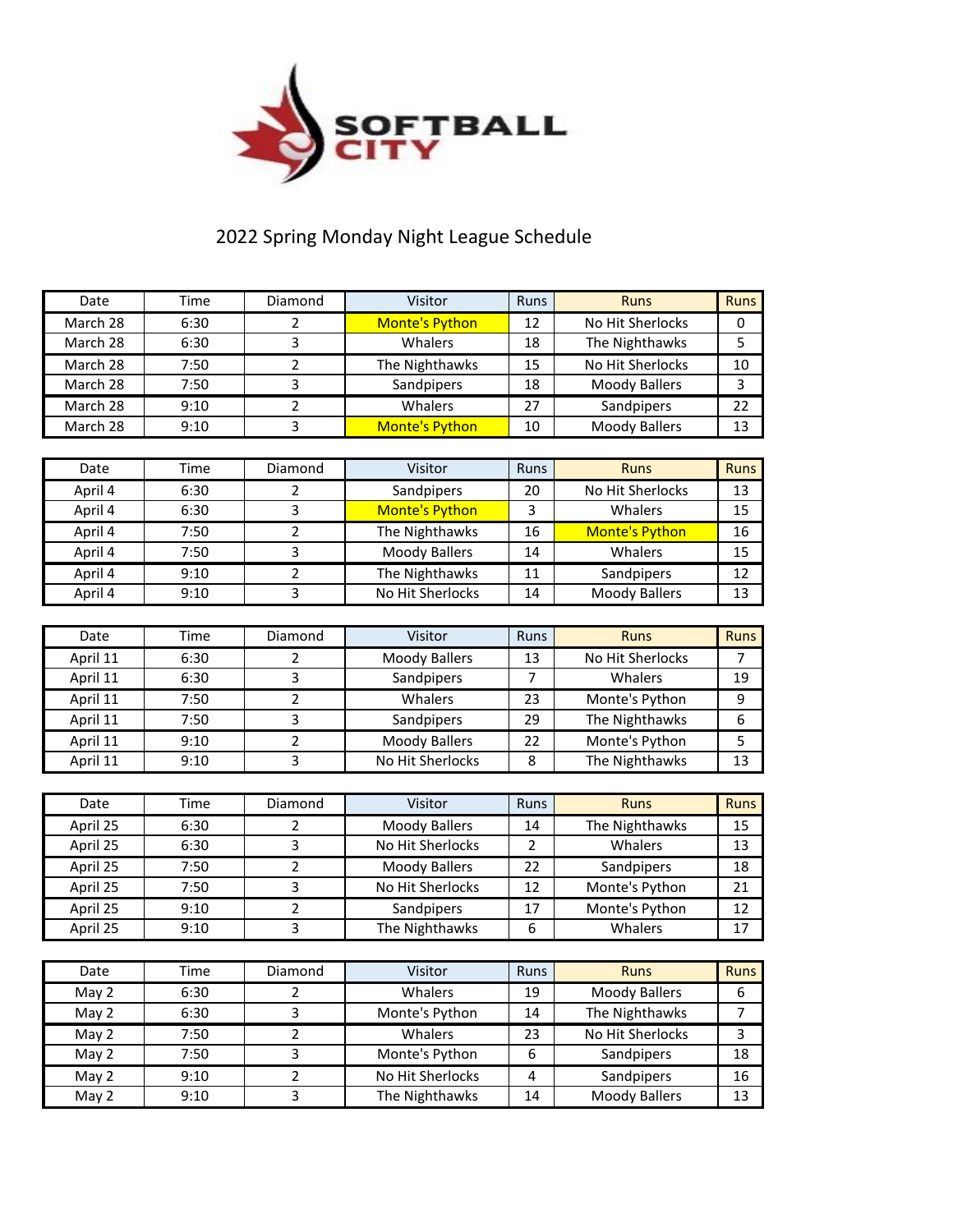SOFTBALL CITY

# 2022 Spring Monday Night League Schedule

| Date | Time | Diamond | Visitor | Runs | Runs | Runs |
|---|---|---|---|---|---|---|
| March 28 | 6:30 | 2 | Monte's Python | 12 | No Hit Sherlocks | 0 |
| March 28 | 6:30 | 3 | Whalers | 18 | The Nighthawks | 5 |
| March 28 | 7:50 | 2 | The Nighthawks | 15 | No Hit Sherlocks | 10 |
| March 28 | 7:50 | 3 | Sandpipers | 18 | Moody Ballers | 3 |
| March 28 | 9:10 | 2 | Whalers | 27 | Sandpipers | 22 |
| March 28 | 9:10 | 3 | Monte's Python | 10 | Moody Ballers | 13 |

| Date | Time | Diamond | Visitor | Runs | Runs | Runs |
|---|---|---|---|---|---|---|
| April 4 | 6:30 | 2 | Sandpipers | 20 | No Hit Sherlocks | 13 |
| April 4 | 6:30 | 3 | Monte's Python | 3 | Whalers | 15 |
| April 4 | 7:50 | 2 | The Nighthawks | 16 | Monte's Python | 16 |
| April 4 | 7:50 | 3 | Moody Ballers | 14 | Whalers | 15 |
| April 4 | 9:10 | 2 | The Nighthawks | 11 | Sandpipers | 12 |
| April 4 | 9:10 | 3 | No Hit Sherlocks | 14 | Moody Ballers | 13 |

| Date | Time | Diamond | Visitor | Runs | Runs | Runs |
|---|---|---|---|---|---|---|
| April 11 | 6:30 | 2 | Moody Ballers | 13 | No Hit Sherlocks | 7 |
| April 11 | 6:30 | 3 | Sandpipers | 7 | Whalers | 19 |
| April 11 | 7:50 | 2 | Whalers | 23 | Monte's Python | 9 |
| April 11 | 7:50 | 3 | Sandpipers | 29 | The Nighthawks | 6 |
| April 11 | 9:10 | 2 | Moody Ballers | 22 | Monte's Python | 5 |
| April 11 | 9:10 | 3 | No Hit Sherlocks | 8 | The Nighthawks | 13 |

| Date | Time | Diamond | Visitor | Runs | Runs | Runs |
|---|---|---|---|---|---|---|
| April 25 | 6:30 | 2 | Moody Ballers | 14 | The Nighthawks | 15 |
| April 25 | 6:30 | 3 | No Hit Sherlocks | 2 | Whalers | 13 |
| April 25 | 7:50 | 2 | Moody Ballers | 22 | Sandpipers | 18 |
| April 25 | 7:50 | 3 | No Hit Sherlocks | 12 | Monte's Python | 21 |
| April 25 | 9:10 | 2 | Sandpipers | 17 | Monte's Python | 12 |
| April 25 | 9:10 | 3 | The Nighthawks | 6 | Whalers | 17 |

| Date | Time | Diamond | Visitor | Runs | Runs | Runs |
|---|---|---|---|---|---|---|
| May 2 | 6:30 | 2 | Whalers | 19 | Moody Ballers | 6 |
| May 2 | 6:30 | 3 | Monte's Python | 14 | The Nighthawks | 7 |
| May 2 | 7:50 | 2 | Whalers | 23 | No Hit Sherlocks | 3 |
| May 2 | 7:50 | 3 | Monte's Python | 6 | Sandpipers | 18 |
| May 2 | 9:10 | 2 | No Hit Sherlocks | 4 | Sandpipers | 16 |
| May 2 | 9:10 | 3 | The Nighthawks | 14 | Moody Ballers | 13 |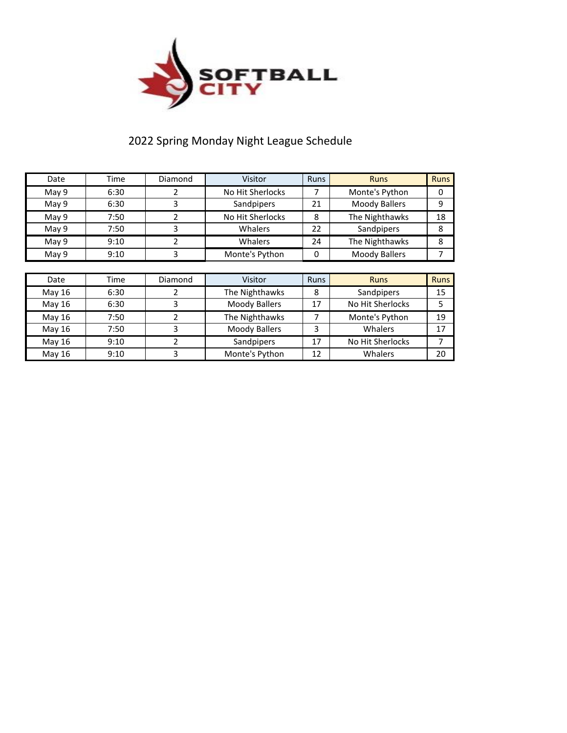# 2022 Spring Monday Night League Schedule

| Date | Time | Diamond | Visitor | Runs | Runs | Runs |
|---|---|---|---|---|---|---|
| May 9 | 6:30 | 2 | No Hit Sherlocks | 7 | Monte's Python | 0 |
| May 9 | 6:30 | 3 | Sandpipers | 21 | Moody Ballers | 9 |
| May 9 | 7:50 | 2 | No Hit Sherlocks | 8 | The Nighthawks | 18 |
| May 9 | 7:50 | 3 | Whalers | 22 | Sandpipers | 8 |
| May 9 | 9:10 | 2 | Whalers | 24 | The Nighthawks | 8 |
| May 9 | 9:10 | 3 | Monte's Python | 0 | Moody Ballers | 7 |

| Date | Time | Diamond | Visitor | Runs | Runs | Runs |
|---|---|---|---|---|---|---|
| May 16 | 6:30 | 2 | The Nighthawks | 8 | Sandpipers | 15 |
| May 16 | 6:30 | 3 | Moody Ballers | 17 | No Hit Sherlocks | 5 |
| May 16 | 7:50 | 2 | The Nighthawks | 7 | Monte's Python | 19 |
| May 16 | 7:50 | 3 | Moody Ballers | 3 | Whalers | 17 |
| May 16 | 9:10 | 2 | Sandpipers | 17 | No Hit Sherlocks | 7 |
| May 16 | 9:10 | 3 | Monte's Python | 12 | Whalers | 20 |